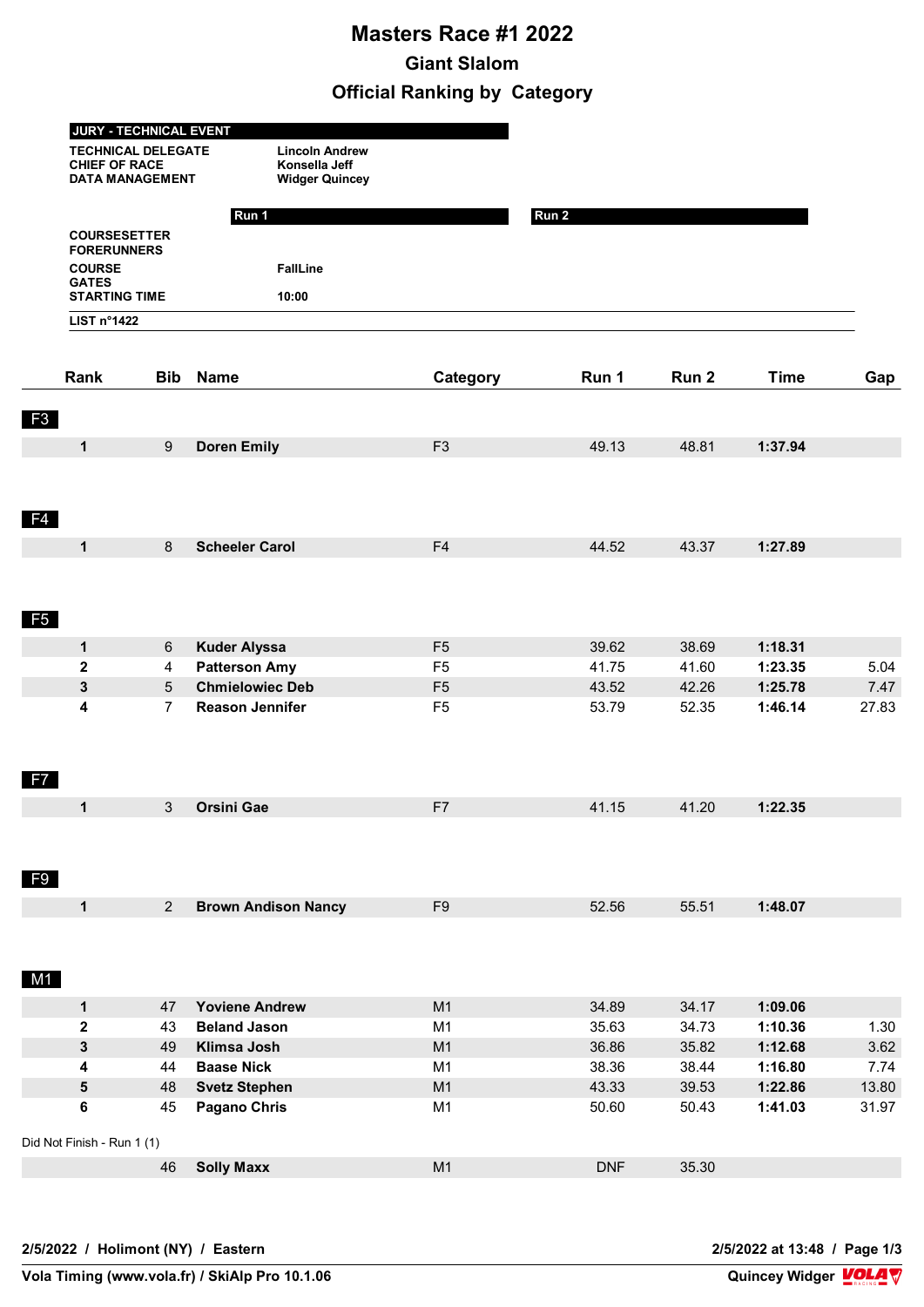# Masters Race #1 2022

## Giant Slalom

## Official Ranking by Category

| JURY - TECHNICAL EVENT | |
|---|---|
| TECHNICAL DELEGATE | Lincoln Andrew |
| CHIEF OF RACE | Konsella Jeff |
| DATA MANAGEMENT | Widger Quincey |

| | Run 1 | Run 2 |
|---|---|---|
| COURSESETTER | | |
| FORERUNNERS | | |
| COURSE | FallLine | |
| GATES | | |
| STARTING TIME | 10:00 | |

LIST n°1422

| Rank | Bib | Name | Category | Run 1 | Run 2 | Time | Gap |
|---|---|---|---|---|---|---|---|
| **F3** | | | | | | | |
| **1** | 9 | **Doren Emily** | F3 | 49.13 | 48.81 | **1:37.94** | |
| **F4** | | | | | | | |
| **1** | 8 | **Scheeler Carol** | F4 | 44.52 | 43.37 | **1:27.89** | |
| **F5** | | | | | | | |
| **1** | 6 | **Kuder Alyssa** | F5 | 39.62 | 38.69 | **1:18.31** | |
| **2** | 4 | **Patterson Amy** | F5 | 41.75 | 41.60 | **1:23.35** | 5.04 |
| **3** | 5 | **Chmielowiec Deb** | F5 | 43.52 | 42.26 | **1:25.78** | 7.47 |
| **4** | 7 | **Reason Jennifer** | F5 | 53.79 | 52.35 | **1:46.14** | 27.83 |
| **F7** | | | | | | | |
| **1** | 3 | **Orsini Gae** | F7 | 41.15 | 41.20 | **1:22.35** | |
| **F9** | | | | | | | |
| **1** | 2 | **Brown Andison Nancy** | F9 | 52.56 | 55.51 | **1:48.07** | |
| **M1** | | | | | | | |
| **1** | 47 | **Yoviene Andrew** | M1 | 34.89 | 34.17 | **1:09.06** | |
| **2** | 43 | **Beland Jason** | M1 | 35.63 | 34.73 | **1:10.36** | 1.30 |
| **3** | 49 | **Klimsa Josh** | M1 | 36.86 | 35.82 | **1:12.68** | 3.62 |
| **4** | 44 | **Baase Nick** | M1 | 38.36 | 38.44 | **1:16.80** | 7.74 |
| **5** | 48 | **Svetz Stephen** | M1 | 43.33 | 39.53 | **1:22.86** | 13.80 |
| **6** | 45 | **Pagano Chris** | M1 | 50.60 | 50.43 | **1:41.03** | 31.97 |
| Did Not Finish - Run 1 (1) | | | | | | | |
| | 46 | **Solly Maxx** | M1 | DNF | 35.30 | | |

2/5/2022 / Holimont (NY) / Eastern

2/5/2022 at 13:48

Vola Timing (www.vola.fr) / SkiAlp Pro 10.1.06

Quincey Widger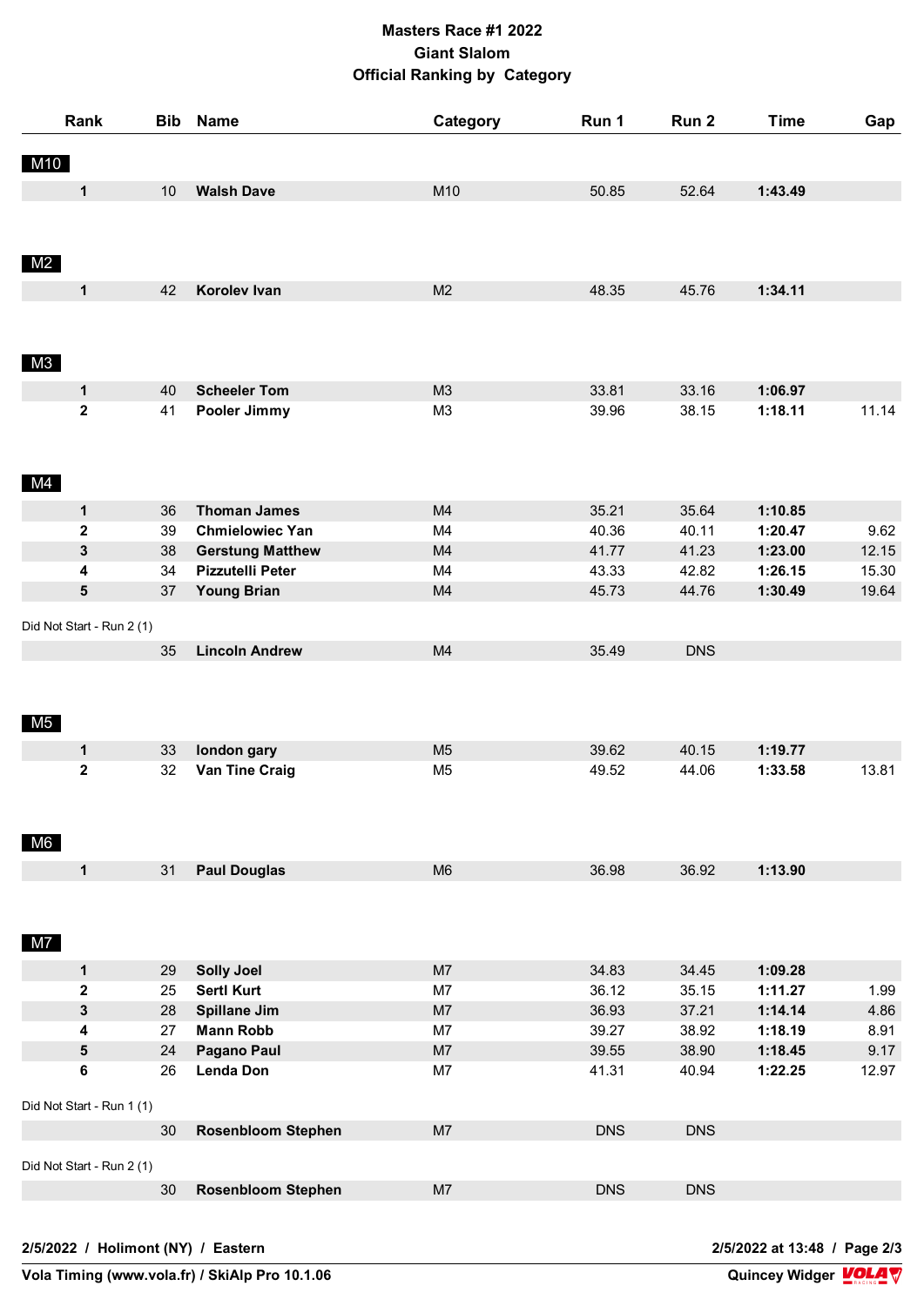# Masters Race #1 2022

## Giant Slalom

## Official Ranking by Category

| Rank | Bib | Name | Category | Run 1 | Run 2 | Time | Gap |
|---|---|---|---|---|---|---|---|
| **M10** | | | | | | | |
| **1** | 10 | **Walsh Dave** | M10 | 50.85 | 52.64 | **1:43.49** | |
| **M2** | | | | | | | |
| **1** | 42 | **Korolev Ivan** | M2 | 48.35 | 45.76 | **1:34.11** | |
| **M3** | | | | | | | |
| **1** | 40 | **Scheeler Tom** | M3 | 33.81 | 33.16 | **1:06.97** | |
| **2** | 41 | **Pooler Jimmy** | M3 | 39.96 | 38.15 | **1:18.11** | 11.14 |
| **M4** | | | | | | | |
| **1** | 36 | **Thoman James** | M4 | 35.21 | 35.64 | **1:10.85** | |
| **2** | 39 | **Chmielowiec Yan** | M4 | 40.36 | 40.11 | **1:20.47** | 9.62 |
| **3** | 38 | **Gerstung Matthew** | M4 | 41.77 | 41.23 | **1:23.00** | 12.15 |
| **4** | 34 | **Pizzutelli Peter** | M4 | 43.33 | 42.82 | **1:26.15** | 15.30 |
| **5** | 37 | **Young Brian** | M4 | 45.73 | 44.76 | **1:30.49** | 19.64 |
| Did Not Start - Run 2 (1) | | | | | | | |
| | 35 | **Lincoln Andrew** | M4 | 35.49 | DNS | | |
| **M5** | | | | | | | |
| **1** | 33 | **london gary** | M5 | 39.62 | 40.15 | **1:19.77** | |
| **2** | 32 | **Van Tine Craig** | M5 | 49.52 | 44.06 | **1:33.58** | 13.81 |
| **M6** | | | | | | | |
| **1** | 31 | **Paul Douglas** | M6 | 36.98 | 36.92 | **1:13.90** | |
| **M7** | | | | | | | |
| **1** | 29 | **Solly Joel** | M7 | 34.83 | 34.45 | **1:09.28** | |
| **2** | 25 | **Sertl Kurt** | M7 | 36.12 | 35.15 | **1:11.27** | 1.99 |
| **3** | 28 | **Spillane Jim** | M7 | 36.93 | 37.21 | **1:14.14** | 4.86 |
| **4** | 27 | **Mann Robb** | M7 | 39.27 | 38.92 | **1:18.19** | 8.91 |
| **5** | 24 | **Pagano Paul** | M7 | 39.55 | 38.90 | **1:18.45** | 9.17 |
| **6** | 26 | **Lenda Don** | M7 | 41.31 | 40.94 | **1:22.25** | 12.97 |
| Did Not Start - Run 1 (1) | | | | | | | |
| | 30 | **Rosenbloom Stephen** | M7 | DNS | DNS | | |
| Did Not Start - Run 2 (1) | | | | | | | |
| | 30 | **Rosenbloom Stephen** | M7 | DNS | DNS | | |

**2/5/2022 / Holimont (NY) / Eastern** — **2/5/2022 at 13:48**

**Vola Timing (www.vola.fr) / SkiAlp Pro 10.1.06** — **Quincey Widger**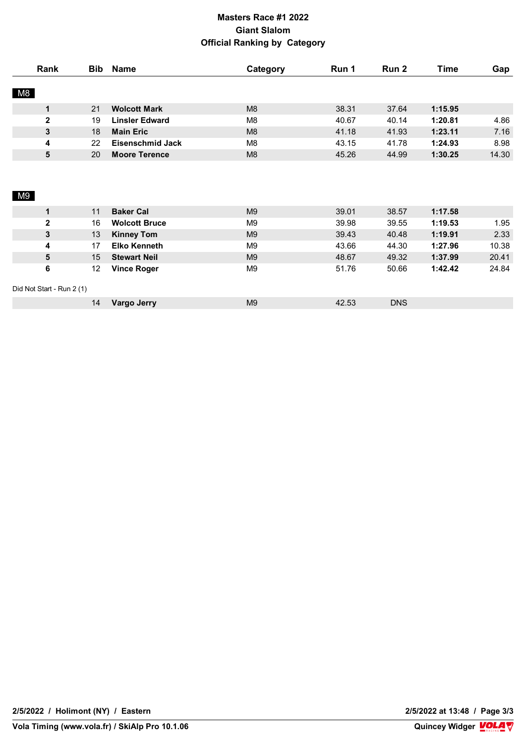# Masters Race #1 2022
## Giant Slalom
### Official Ranking by Category

| Rank | Bib | Name | Category | Run 1 | Run 2 | Time | Gap |
|---|---|---|---|---|---|---|---|
| **M8** | | | | | | | |
| **1** | 21 | **Wolcott Mark** | M8 | 38.31 | 37.64 | **1:15.95** | |
| **2** | 19 | **Linsler Edward** | M8 | 40.67 | 40.14 | **1:20.81** | 4.86 |
| **3** | 18 | **Main Eric** | M8 | 41.18 | 41.93 | **1:23.11** | 7.16 |
| **4** | 22 | **Eisenschmid Jack** | M8 | 43.15 | 41.78 | **1:24.93** | 8.98 |
| **5** | 20 | **Moore Terence** | M8 | 45.26 | 44.99 | **1:30.25** | 14.30 |
| **M9** | | | | | | | |
| **1** | 11 | **Baker Cal** | M9 | 39.01 | 38.57 | **1:17.58** | |
| **2** | 16 | **Wolcott Bruce** | M9 | 39.98 | 39.55 | **1:19.53** | 1.95 |
| **3** | 13 | **Kinney Tom** | M9 | 39.43 | 40.48 | **1:19.91** | 2.33 |
| **4** | 17 | **Elko Kenneth** | M9 | 43.66 | 44.30 | **1:27.96** | 10.38 |
| **5** | 15 | **Stewart Neil** | M9 | 48.67 | 49.32 | **1:37.99** | 20.41 |
| **6** | 12 | **Vince Roger** | M9 | 51.76 | 50.66 | **1:42.42** | 24.84 |
| Did Not Start - Run 2 (1) | | | | | | | |
| | 14 | **Vargo Jerry** | M9 | 42.53 | DNS | | |

**2/5/2022 / Holimont (NY) / Eastern** — **2/5/2022 at 13:48**

**Vola Timing (www.vola.fr) / SkiAlp Pro 10.1.06** — **Quincey Widger**